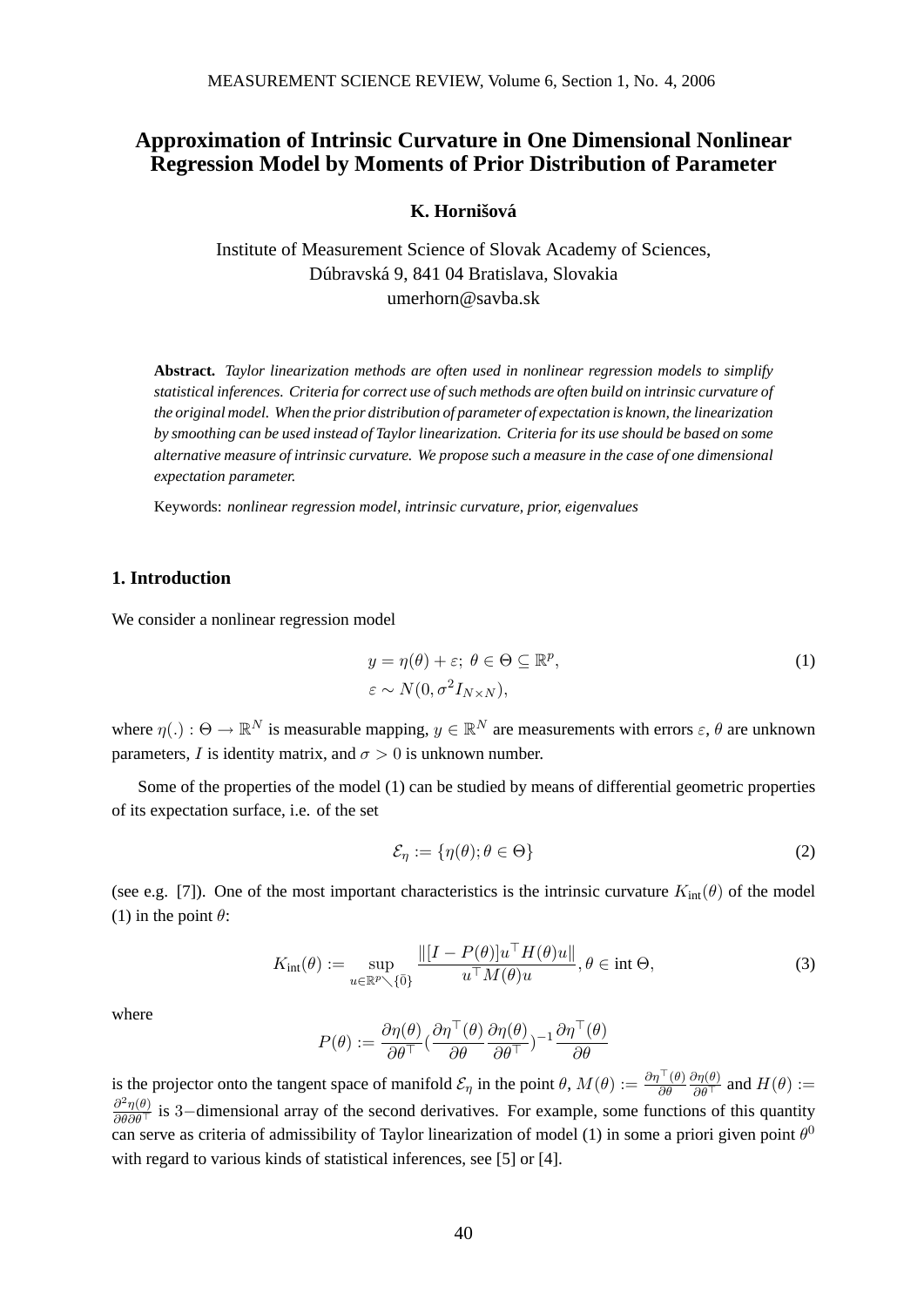# Approximation of Intrinsic Curvature in One Dimensional Nonlinear Regression Model by Moments of Prior Distribution of Parameter

**K. Hornišová**

Institute of Measurement Science of Slovak Academy of Sciences,
Dúbravská 9, 841 04 Bratislava, Slovakia
umerhorn@savba.sk

**Abstract.** *Taylor linearization methods are often used in nonlinear regression models to simplify statistical inferences. Criteria for correct use of such methods are often build on intrinsic curvature of the original model. When the prior distribution of parameter of expectation is known, the linearization by smoothing can be used instead of Taylor linearization. Criteria for its use should be based on some alternative measure of intrinsic curvature. We propose such a measure in the case of one dimensional expectation parameter.*

Keywords: *nonlinear regression model, intrinsic curvature, prior, eigenvalues*

## 1. Introduction

We consider a nonlinear regression model

$$
\begin{aligned}
&y = \eta(\theta) + \varepsilon;\ \theta \in \Theta \subseteq \mathbb{R}^p, \\
&\varepsilon \sim N(0, \sigma^2 I_{N\times N}),
\end{aligned} \tag{1}
$$

where $\eta(.) : \Theta \to \mathbb{R}^N$ is measurable mapping, $y \in \mathbb{R}^N$ are measurements with errors $\varepsilon$, $\theta$ are unknown parameters, $I$ is identity matrix, and $\sigma > 0$ is unknown number.

Some of the properties of the model (1) can be studied by means of differential geometric properties of its expectation surface, i.e. of the set

$$
\mathcal{E}_\eta := \{\eta(\theta); \theta \in \Theta\} \tag{2}
$$

(see e.g. [7]). One of the most important characteristics is the intrinsic curvature $K_{\text{int}}(\theta)$ of the model (1) in the point $\theta$:

$$
K_{\text{int}}(\theta) := \sup_{u\in\mathbb{R}^p\setminus\{\bar{0}\}} \frac{\|[I - P(\theta)]u^\top H(\theta)u\|}{u^\top M(\theta)u}, \theta \in \text{int}\,\Theta, \tag{3}
$$

where

$$
P(\theta) := \frac{\partial\eta(\theta)}{\partial\theta^\top}\Big(\frac{\partial\eta^\top(\theta)}{\partial\theta}\frac{\partial\eta(\theta)}{\partial\theta^\top}\Big)^{-1}\frac{\partial\eta^\top(\theta)}{\partial\theta}
$$

is the projector onto the tangent space of manifold $\mathcal{E}_\eta$ in the point $\theta$, $M(\theta) := \frac{\partial\eta^\top(\theta)}{\partial\theta}\frac{\partial\eta(\theta)}{\partial\theta^\top}$ and $H(\theta) := \frac{\partial^2\eta(\theta)}{\partial\theta\partial\theta^\top}$ is $3-$dimensional array of the second derivatives. For example, some functions of this quantity can serve as criteria of admissibility of Taylor linearization of model (1) in some a priori given point $\theta^0$ with regard to various kinds of statistical inferences, see [5] or [4].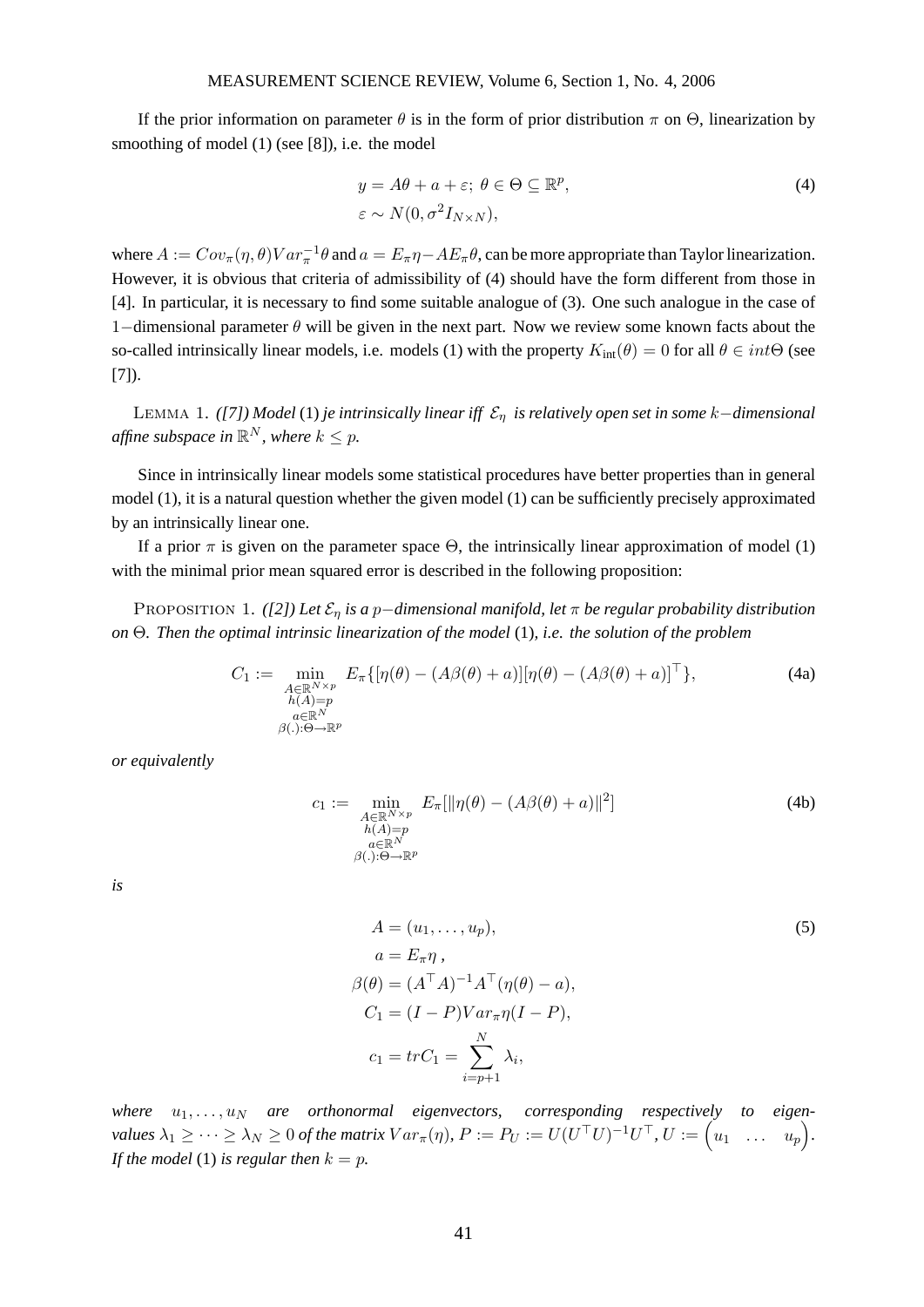If the prior information on parameter $\theta$ is in the form of prior distribution $\pi$ on $\Theta$, linearization by smoothing of model (1) (see [8]), i.e. the model

$$
\begin{aligned}
y &= A\theta + a + \varepsilon;\ \theta \in \Theta \subseteq \mathbb{R}^p, \\
\varepsilon &\sim N(0, \sigma^2 I_{N\times N}),
\end{aligned}
\tag{4}
$$

where $A := Cov_\pi(\eta,\theta)Var_\pi^{-1}\theta$ and $a = E_\pi\eta - AE_\pi\theta$, can be more appropriate than Taylor linearization. However, it is obvious that criteria of admissibility of (4) should have the form different from those in [4]. In particular, it is necessary to find some suitable analogue of (3). One such analogue in the case of $1-$dimensional parameter $\theta$ will be given in the next part. Now we review some known facts about the so-called intrinsically linear models, i.e. models (1) with the property $K_{\text{int}}(\theta) = 0$ for all $\theta \in int\Theta$ (see [7]).

Lemma 1. *([7]) Model* (1) *je intrinsically linear iff $\mathcal{E}_\eta$ is relatively open set in some $k-$dimensional affine subspace in $\mathbb{R}^N$, where $k \leq p$.*

Since in intrinsically linear models some statistical procedures have better properties than in general model (1), it is a natural question whether the given model (1) can be sufficiently precisely approximated by an intrinsically linear one.

If a prior $\pi$ is given on the parameter space $\Theta$, the intrinsically linear approximation of model (1) with the minimal prior mean squared error is described in the following proposition:

Proposition 1. *([2]) Let $\mathcal{E}_\eta$ is a $p-$dimensional manifold, let $\pi$ be regular probability distribution on $\Theta$. Then the optimal intrinsic linearization of the model* (1)*, i.e. the solution of the problem*

$$
C_1 := \min_{\substack{A\in\mathbb{R}^{N\times p} \\ h(A)=p \\ a\in\mathbb{R}^N \\ \beta(.):\Theta\to\mathbb{R}^p}} E_\pi\{[\eta(\theta) - (A\beta(\theta) + a)][\eta(\theta) - (A\beta(\theta) + a)]^\top\},
\tag{4a}
$$

*or equivalently*

$$
c_1 := \min_{\substack{A\in\mathbb{R}^{N\times p} \\ h(A)=p \\ a\in\mathbb{R}^N \\ \beta(.):\Theta\to\mathbb{R}^p}} E_\pi[\|\eta(\theta) - (A\beta(\theta) + a)\|^2]
\tag{4b}
$$

*is*

$$
\begin{aligned}
A &= (u_1, \dots, u_p), \\
a &= E_\pi\eta\,, \\
\beta(\theta) &= (A^\top A)^{-1}A^\top(\eta(\theta) - a), \\
C_1 &= (I - P)Var_\pi\eta(I - P), \\
c_1 &= trC_1 = \sum_{i=p+1}^{N} \lambda_i,
\end{aligned}
\tag{5}
$$

*where $u_1, \dots, u_N$ are orthonormal eigenvectors, corresponding respectively to eigenvalues $\lambda_1 \geq \dots \geq \lambda_N \geq 0$ of the matrix $Var_\pi(\eta)$, $P := P_U := U(U^\top U)^{-1}U^\top$, $U := \begin{pmatrix} u_1 & \dots & u_p \end{pmatrix}$. If the model* (1) *is regular then $k = p$.*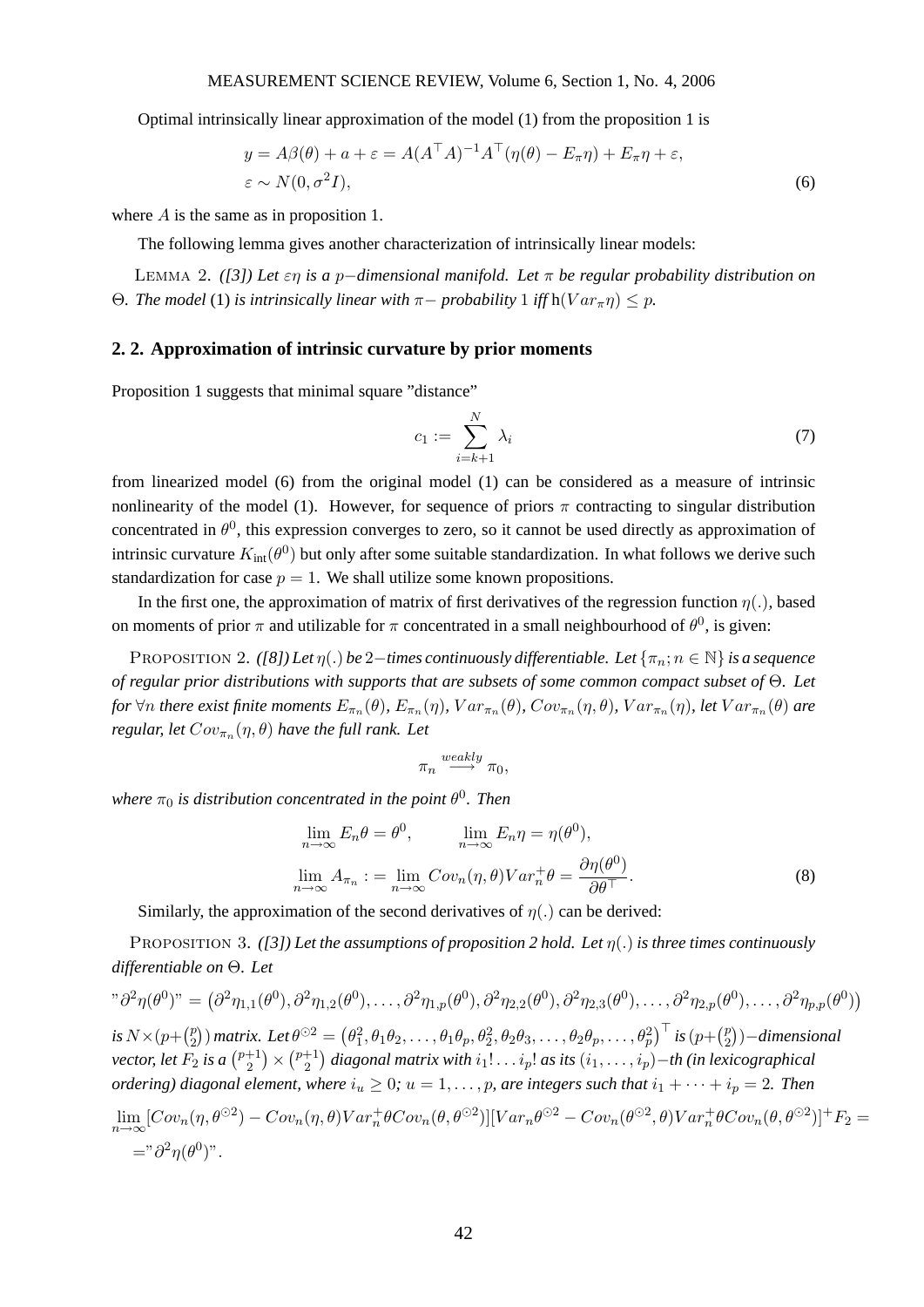Optimal intrinsically linear approximation of the model (1) from the proposition 1 is

$$
\begin{aligned}
&y = A\beta(\theta) + a + \varepsilon = A(A^\top A)^{-1}A^\top(\eta(\theta) - E_\pi\eta) + E_\pi\eta + \varepsilon, \\
&\varepsilon \sim N(0, \sigma^2 I),
\end{aligned}
\tag{6}
$$

where $A$ is the same as in proposition 1.

The following lemma gives another characterization of intrinsically linear models:

LEMMA 2. *([3]) Let $\varepsilon\eta$ is a $p-$dimensional manifold. Let $\pi$ be regular probability distribution on $\Theta$. The model* (1) *is intrinsically linear with $\pi-$ probability* 1 *iff* $h(Var_\pi\eta) \le p$.

## 2. 2. Approximation of intrinsic curvature by prior moments

Proposition 1 suggests that minimal square "distance"

$$
c_1 := \sum_{i=k+1}^{N} \lambda_i \tag{7}
$$

from linearized model (6) from the original model (1) can be considered as a measure of intrinsic nonlinearity of the model (1). However, for sequence of priors $\pi$ contracting to singular distribution concentrated in $\theta^0$, this expression converges to zero, so it cannot be used directly as approximation of intrinsic curvature $K_{\text{int}}(\theta^0)$ but only after some suitable standardization. In what follows we derive such standardization for case $p = 1$. We shall utilize some known propositions.

In the first one, the approximation of matrix of first derivatives of the regression function $\eta(.)$, based on moments of prior $\pi$ and utilizable for $\pi$ concentrated in a small neighbourhood of $\theta^0$, is given:

PROPOSITION 2. *([8]) Let $\eta(.)$ be 2$-$times continuously differentiable. Let $\{\pi_n; n \in \mathbb{N}\}$ is a sequence of regular prior distributions with supports that are subsets of some common compact subset of $\Theta$. Let for $\forall n$ there exist finite moments $E_{\pi_n}(\theta)$, $E_{\pi_n}(\eta)$, $Var_{\pi_n}(\theta)$, $Cov_{\pi_n}(\eta, \theta)$, $Var_{\pi_n}(\eta)$, let $Var_{\pi_n}(\theta)$ are regular, let $Cov_{\pi_n}(\eta, \theta)$ have the full rank. Let*

$$
\pi_n \overset{weakly}{\longrightarrow} \pi_0,
$$

*where $\pi_0$ is distribution concentrated in the point $\theta^0$. Then*

$$
\begin{aligned}
&\lim_{n\to\infty} E_n\theta = \theta^0, \qquad \lim_{n\to\infty} E_n\eta = \eta(\theta^0), \\
&\lim_{n\to\infty} A_{\pi_n} := \lim_{n\to\infty} Cov_n(\eta, \theta) Var_n^+\theta = \frac{\partial\eta(\theta^0)}{\partial\theta^\top}.
\end{aligned}
\tag{8}
$$

Similarly, the approximation of the second derivatives of $\eta(.)$ can be derived:

PROPOSITION 3. *([3]) Let the assumptions of proposition 2 hold. Let $\eta(.)$ is three times continuously differentiable on $\Theta$. Let*

$$
"\partial^2\eta(\theta^0)" = \left(\partial^2\eta_{1,1}(\theta^0), \partial^2\eta_{1,2}(\theta^0), \ldots, \partial^2\eta_{1,p}(\theta^0), \partial^2\eta_{2,2}(\theta^0), \partial^2\eta_{2,3}(\theta^0), \ldots, \partial^2\eta_{2,p}(\theta^0), \ldots, \partial^2\eta_{p,p}(\theta^0)\right)
$$

*is $N \times (p + \binom{p}{2})$ matrix. Let $\theta^{\odot 2} = \left(\theta_1^2, \theta_1\theta_2, \ldots, \theta_1\theta_p, \theta_2^2, \theta_2\theta_3, \ldots, \theta_2\theta_p, \ldots, \theta_p^2\right)^\top$ is $(p + \binom{p}{2})-$dimensional vector, let $F_2$ is a $\binom{p+1}{2} \times \binom{p+1}{2}$ diagonal matrix with $i_1! \ldots i_p!$ as its $(i_1, \ldots, i_p)-$th (in lexicographical ordering) diagonal element, where $i_u \ge 0$; $u = 1, \ldots, p$, are integers such that $i_1 + \cdots + i_p = 2$. Then*

$$
\begin{aligned}
&\lim_{n\to\infty} [Cov_n(\eta, \theta^{\odot 2}) - Cov_n(\eta, \theta) Var_n^+\theta Cov_n(\theta, \theta^{\odot 2})][Var_n\theta^{\odot 2} - Cov_n(\theta^{\odot 2}, \theta) Var_n^+\theta Cov_n(\theta, \theta^{\odot 2})]^+ F_2 = \\
&= "\partial^2\eta(\theta^0)".
\end{aligned}
$$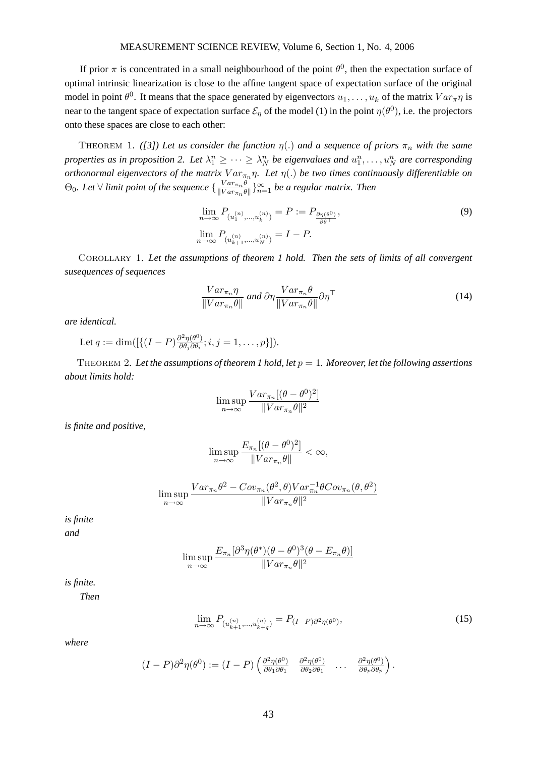If prior $\pi$ is concentrated in a small neighbourhood of the point $\theta^0$, then the expectation surface of optimal intrinsic linearization is close to the affine tangent space of expectation surface of the original model in point $\theta^0$. It means that the space generated by eigenvectors $u_1, \ldots, u_k$ of the matrix $Var_\pi \eta$ is near to the tangent space of expectation surface $\mathcal{E}_\eta$ of the model (1) in the point $\eta(\theta^0)$, i.e. the projectors onto these spaces are close to each other:

THEOREM 1. *([3]) Let us consider the function $\eta(.)$ and a sequence of priors $\pi_n$ with the same properties as in proposition 2. Let $\lambda_1^n \geq \cdots \geq \lambda_N^n$ be eigenvalues and $u_1^n, \ldots, u_N^n$ are corresponding orthonormal eigenvectors of the matrix $Var_{\pi_n}\eta$. Let $\eta(.)$ be two times continuously differentiable on $\Theta_0$. Let $\forall$ limit point of the sequence $\{\frac{Var_{\pi_n}\theta}{\|Var_{\pi_n}\theta\|}\}_{n=1}^\infty$ be a regular matrix. Then*

$$\lim_{n\to\infty} P_{(u_1^{(n)},\ldots,u_k^{(n)})} = P := P_{\frac{\partial \eta(\theta^0)}{\partial \theta^\top}}, \tag{9}$$

$$\lim_{n\to\infty} P_{(u_{k+1}^{(n)},\ldots,u_N^{(n)})} = I - P.$$

COROLLARY 1. *Let the assumptions of theorem 1 hold. Then the sets of limits of all convergent susequences of sequences*

$$\frac{Var_{\pi_n}\eta}{\|Var_{\pi_n}\theta\|} \text{ and } \partial\eta \frac{Var_{\pi_n}\theta}{\|Var_{\pi_n}\theta\|}\partial\eta^\top \tag{14}$$

*are identical.*

Let $q := \dim([\{(I-P)\frac{\partial^2\eta(\theta^0)}{\partial\theta_j\partial\theta_i}; i,j = 1,\ldots,p\}])$.

THEOREM 2. *Let the assumptions of theorem 1 hold, let $p = 1$. Moreover, let the following assertions about limits hold:*

$$\limsup_{n\to\infty} \frac{Var_{\pi_n}[(\theta-\theta^0)^2]}{\|Var_{\pi_n}\theta\|^2}$$

*is finite and positive,*

$$\limsup_{n\to\infty} \frac{E_{\pi_n}[(\theta-\theta^0)^2]}{\|Var_{\pi_n}\theta\|} < \infty,$$

$$\limsup_{n\to\infty} \frac{Var_{\pi_n}\theta^2 - Cov_{\pi_n}(\theta^2,\theta)Var_{\pi_n}^{-1}\theta Cov_{\pi_n}(\theta,\theta^2)}{\|Var_{\pi_n}\theta\|^2}$$

*is finite*

*and*

$$\limsup_{n\to\infty} \frac{E_{\pi_n}[\partial^3\eta(\theta^*)(\theta-\theta^0)^3(\theta - E_{\pi_n}\theta)]}{\|Var_{\pi_n}\theta\|^2}$$

*is finite.*

*Then*

$$\lim_{n\to\infty} P_{(u_{k+1}^{(n)},\ldots,u_{k+q}^{(n)})} = P_{(I-P)\partial^2\eta(\theta^0)}, \tag{15}$$

*where*

$$(I-P)\partial^2\eta(\theta^0) := (I-P)\begin{pmatrix} \frac{\partial^2\eta(\theta^0)}{\partial\theta_1\partial\theta_1} & \frac{\partial^2\eta(\theta^0)}{\partial\theta_2\partial\theta_1} & \ldots & \frac{\partial^2\eta(\theta^0)}{\partial\theta_p\partial\theta_p}\end{pmatrix}.$$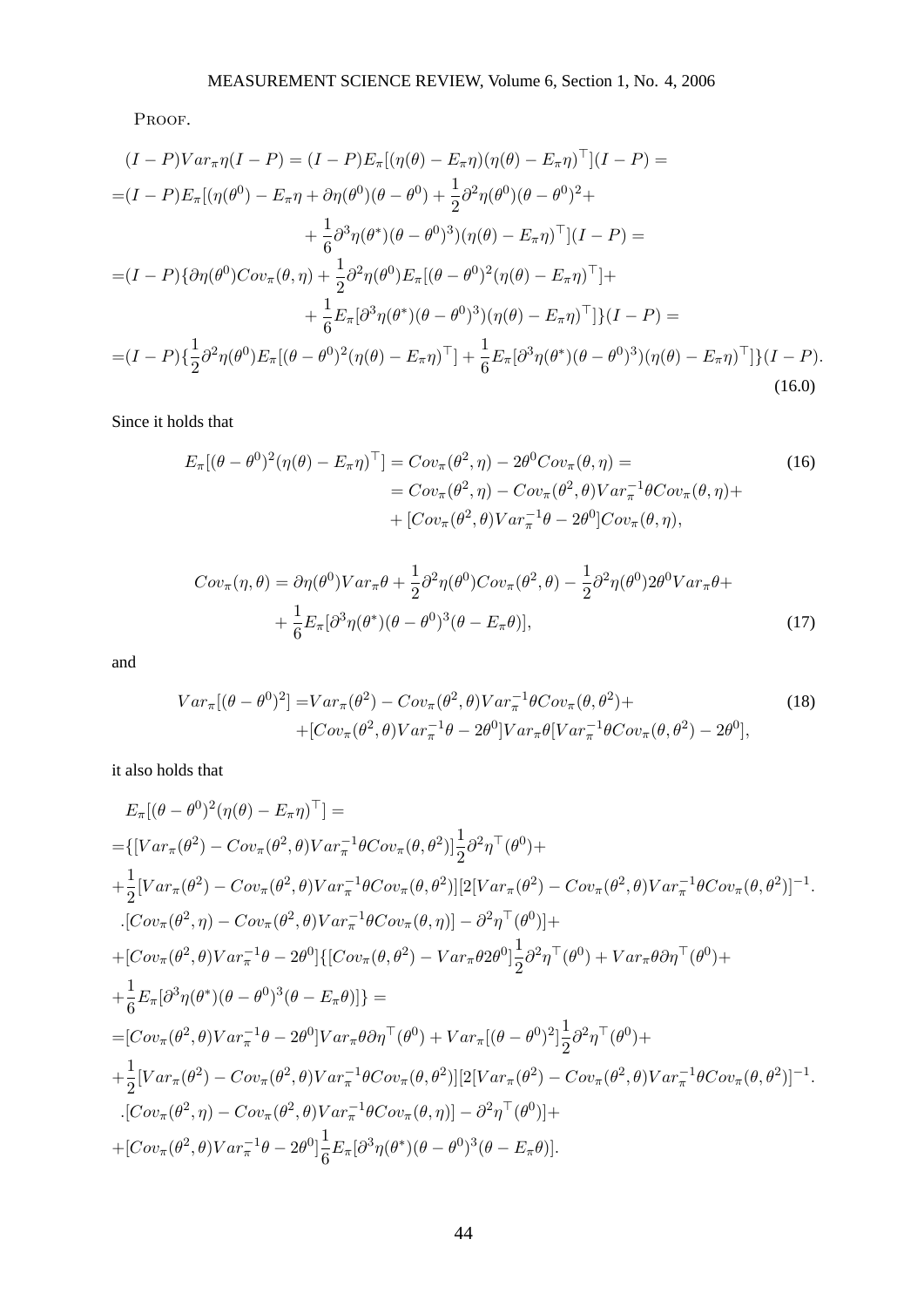PROOF.

$$
\begin{aligned}
&(I-P)Var_\pi\eta(I-P) = (I-P)E_\pi[(\eta(\theta)-E_\pi\eta)(\eta(\theta)-E_\pi\eta)^\top](I-P) = \\
=&(I-P)E_\pi[(\eta(\theta^0)-E_\pi\eta+\partial\eta(\theta^0)(\theta-\theta^0)+\frac{1}{2}\partial^2\eta(\theta^0)(\theta-\theta^0)^2+ \\
&\quad +\frac{1}{6}\partial^3\eta(\theta^*)(\theta-\theta^0)^3)(\eta(\theta)-E_\pi\eta)^\top](I-P) = \\
=&(I-P)\{\partial\eta(\theta^0)Cov_\pi(\theta,\eta)+\frac{1}{2}\partial^2\eta(\theta^0)E_\pi[(\theta-\theta^0)^2(\eta(\theta)-E_\pi\eta)^\top]+ \\
&\quad +\frac{1}{6}E_\pi[\partial^3\eta(\theta^*)(\theta-\theta^0)^3)(\eta(\theta)-E_\pi\eta)^\top]\}(I-P) = \\
=&(I-P)\{\frac{1}{2}\partial^2\eta(\theta^0)E_\pi[(\theta-\theta^0)^2(\eta(\theta)-E_\pi\eta)^\top]+\frac{1}{6}E_\pi[\partial^3\eta(\theta^*)(\theta-\theta^0)^3)(\eta(\theta)-E_\pi\eta)^\top]\}(I-P).
\end{aligned}
\tag{16.0}
$$

Since it holds that

$$
\begin{aligned}
E_\pi[(\theta-\theta^0)^2(\eta(\theta)-E_\pi\eta)^\top] &= Cov_\pi(\theta^2,\eta)-2\theta^0Cov_\pi(\theta,\eta) = \\
&= Cov_\pi(\theta^2,\eta)-Cov_\pi(\theta^2,\theta)Var_\pi^{-1}\theta Cov_\pi(\theta,\eta)+ \\
&\quad +[Cov_\pi(\theta^2,\theta)Var_\pi^{-1}\theta-2\theta^0]Cov_\pi(\theta,\eta),
\end{aligned}
\tag{16}
$$

$$
\begin{aligned}
Cov_\pi(\eta,\theta) &= \partial\eta(\theta^0)Var_\pi\theta+\frac{1}{2}\partial^2\eta(\theta^0)Cov_\pi(\theta^2,\theta)-\frac{1}{2}\partial^2\eta(\theta^0)2\theta^0Var_\pi\theta+ \\
&\quad +\frac{1}{6}E_\pi[\partial^3\eta(\theta^*)(\theta-\theta^0)^3(\theta-E_\pi\theta)],
\end{aligned}
\tag{17}
$$

and

$$
\begin{aligned}
Var_\pi[(\theta-\theta^0)^2] =& Var_\pi(\theta^2)-Cov_\pi(\theta^2,\theta)Var_\pi^{-1}\theta Cov_\pi(\theta,\theta^2)+ \\
&+[Cov_\pi(\theta^2,\theta)Var_\pi^{-1}\theta-2\theta^0]Var_\pi\theta[Var_\pi^{-1}\theta Cov_\pi(\theta,\theta^2)-2\theta^0],
\end{aligned}
\tag{18}
$$

it also holds that

$$
\begin{aligned}
&E_\pi[(\theta-\theta^0)^2(\eta(\theta)-E_\pi\eta)^\top] = \\
=&\{[Var_\pi(\theta^2)-Cov_\pi(\theta^2,\theta)Var_\pi^{-1}\theta Cov_\pi(\theta,\theta^2)]\frac{1}{2}\partial^2\eta^\top(\theta^0)+ \\
&+\frac{1}{2}[Var_\pi(\theta^2)-Cov_\pi(\theta^2,\theta)Var_\pi^{-1}\theta Cov_\pi(\theta,\theta^2)][2[Var_\pi(\theta^2)-Cov_\pi(\theta^2,\theta)Var_\pi^{-1}\theta Cov_\pi(\theta,\theta^2)]^{-1}. \\
&.[Cov_\pi(\theta^2,\eta)-Cov_\pi(\theta^2,\theta)Var_\pi^{-1}\theta Cov_\pi(\theta,\eta)]-\partial^2\eta^\top(\theta^0)]+ \\
&+[Cov_\pi(\theta^2,\theta)Var_\pi^{-1}\theta-2\theta^0]\{[Cov_\pi(\theta,\theta^2)-Var_\pi\theta 2\theta^0]\frac{1}{2}\partial^2\eta^\top(\theta^0)+Var_\pi\theta\partial\eta^\top(\theta^0)+ \\
&+\frac{1}{6}E_\pi[\partial^3\eta(\theta^*)(\theta-\theta^0)^3(\theta-E_\pi\theta)]\}\} = \\
=&[Cov_\pi(\theta^2,\theta)Var_\pi^{-1}\theta-2\theta^0]Var_\pi\theta\partial\eta^\top(\theta^0)+Var_\pi[(\theta-\theta^0)^2]\frac{1}{2}\partial^2\eta^\top(\theta^0)+ \\
&+\frac{1}{2}[Var_\pi(\theta^2)-Cov_\pi(\theta^2,\theta)Var_\pi^{-1}\theta Cov_\pi(\theta,\theta^2)][2[Var_\pi(\theta^2)-Cov_\pi(\theta^2,\theta)Var_\pi^{-1}\theta Cov_\pi(\theta,\theta^2)]^{-1}. \\
&.[Cov_\pi(\theta^2,\eta)-Cov_\pi(\theta^2,\theta)Var_\pi^{-1}\theta Cov_\pi(\theta,\eta)]-\partial^2\eta^\top(\theta^0)]+ \\
&+[Cov_\pi(\theta^2,\theta)Var_\pi^{-1}\theta-2\theta^0]\frac{1}{6}E_\pi[\partial^3\eta(\theta^*)(\theta-\theta^0)^3(\theta-E_\pi\theta)].
\end{aligned}
$$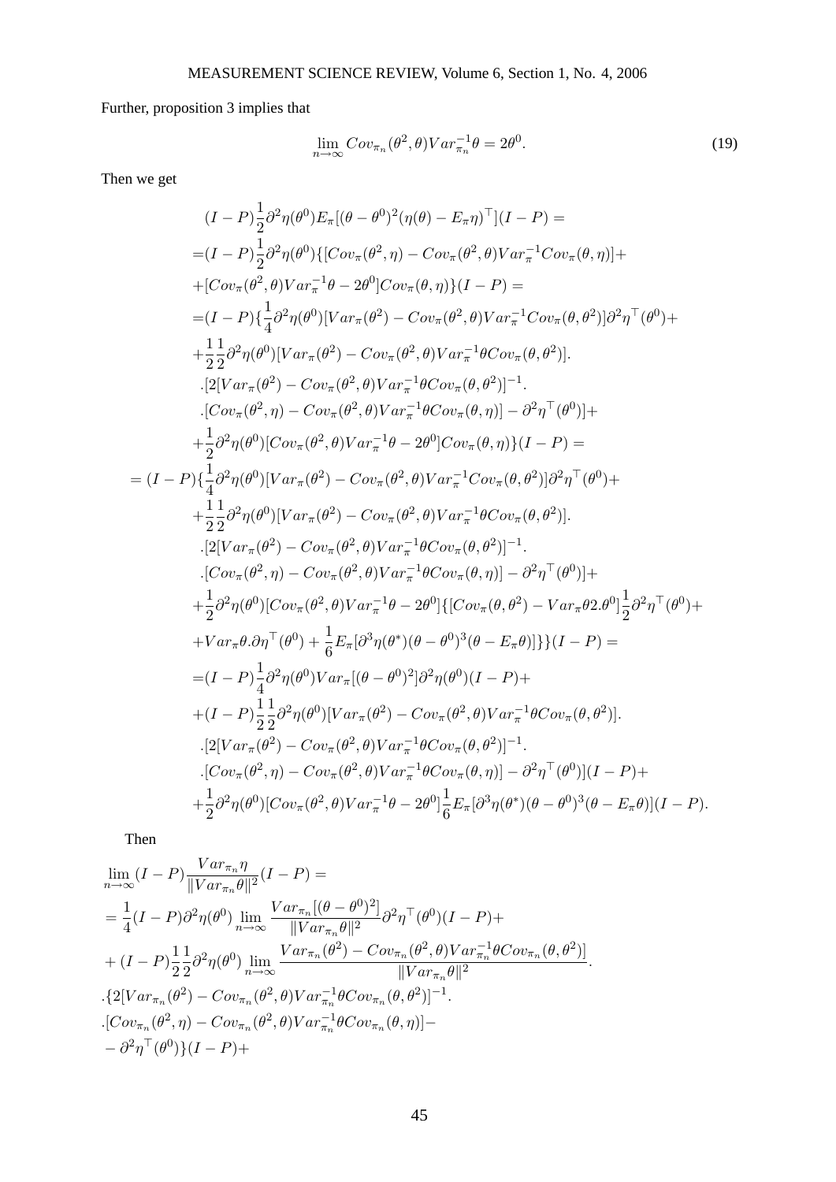Further, proposition 3 implies that

$$\lim_{n\to\infty} Cov_{\pi_n}(\theta^2,\theta)Var_{\pi_n}^{-1}\theta = 2\theta^0. \tag{19}$$

Then we get

$$
\begin{aligned}
&(I-P)\frac{1}{2}\partial^2\eta(\theta^0)E_\pi[(\theta-\theta^0)^2(\eta(\theta)-E_\pi\eta)^\top](I-P) = \\
=&(I-P)\frac{1}{2}\partial^2\eta(\theta^0)\{[Cov_\pi(\theta^2,\eta)-Cov_\pi(\theta^2,\theta)Var_\pi^{-1}Cov_\pi(\theta,\eta)]+ \\
+&[Cov_\pi(\theta^2,\theta)Var_\pi^{-1}\theta-2\theta^0]Cov_\pi(\theta,\eta)\}(I-P) = \\
=&(I-P)\{\frac{1}{4}\partial^2\eta(\theta^0)[Var_\pi(\theta^2)-Cov_\pi(\theta^2,\theta)Var_\pi^{-1}Cov_\pi(\theta,\theta^2)]\partial^2\eta^\top(\theta^0)+ \\
+&\frac{1}{2}\frac{1}{2}\partial^2\eta(\theta^0)[Var_\pi(\theta^2)-Cov_\pi(\theta^2,\theta)Var_\pi^{-1}\theta Cov_\pi(\theta,\theta^2)]. \\
&.[2[Var_\pi(\theta^2)-Cov_\pi(\theta^2,\theta)Var_\pi^{-1}\theta Cov_\pi(\theta,\theta^2)]^{-1}. \\
&.[Cov_\pi(\theta^2,\eta)-Cov_\pi(\theta^2,\theta)Var_\pi^{-1}\theta Cov_\pi(\theta,\eta)]-\partial^2\eta^\top(\theta^0)]+ \\
+&\frac{1}{2}\partial^2\eta(\theta^0)[Cov_\pi(\theta^2,\theta)Var_\pi^{-1}\theta-2\theta^0]Cov_\pi(\theta,\eta)\}(I-P) = \\
=\ &(I-P)\{\frac{1}{4}\partial^2\eta(\theta^0)[Var_\pi(\theta^2)-Cov_\pi(\theta^2,\theta)Var_\pi^{-1}Cov_\pi(\theta,\theta^2)]\partial^2\eta^\top(\theta^0)+ \\
+&\frac{1}{2}\frac{1}{2}\partial^2\eta(\theta^0)[Var_\pi(\theta^2)-Cov_\pi(\theta^2,\theta)Var_\pi^{-1}\theta Cov_\pi(\theta,\theta^2)]. \\
&.[2[Var_\pi(\theta^2)-Cov_\pi(\theta^2,\theta)Var_\pi^{-1}\theta Cov_\pi(\theta,\theta^2)]^{-1}. \\
&.[Cov_\pi(\theta^2,\eta)-Cov_\pi(\theta^2,\theta)Var_\pi^{-1}\theta Cov_\pi(\theta,\eta)]-\partial^2\eta^\top(\theta^0)]+ \\
+&\frac{1}{2}\partial^2\eta(\theta^0)[Cov_\pi(\theta^2,\theta)Var_\pi^{-1}\theta-2\theta^0]\{[Cov_\pi(\theta,\theta^2)-Var_\pi\theta 2.\theta^0]\frac{1}{2}\partial^2\eta^\top(\theta^0)+ \\
+&Var_\pi\theta.\partial\eta^\top(\theta^0)+\frac{1}{6}E_\pi[\partial^3\eta(\theta^*)(\theta-\theta^0)^3(\theta-E_\pi\theta)]\}\}(I-P) = \\
=&(I-P)\frac{1}{4}\partial^2\eta(\theta^0)Var_\pi[(\theta-\theta^0)^2]\partial^2\eta(\theta^0)(I-P)+ \\
+&(I-P)\frac{1}{2}\frac{1}{2}\partial^2\eta(\theta^0)[Var_\pi(\theta^2)-Cov_\pi(\theta^2,\theta)Var_\pi^{-1}\theta Cov_\pi(\theta,\theta^2)]. \\
&.[2[Var_\pi(\theta^2)-Cov_\pi(\theta^2,\theta)Var_\pi^{-1}\theta Cov_\pi(\theta,\theta^2)]^{-1}. \\
&.[Cov_\pi(\theta^2,\eta)-Cov_\pi(\theta^2,\theta)Var_\pi^{-1}\theta Cov_\pi(\theta,\eta)]-\partial^2\eta^\top(\theta^0)](I-P)+ \\
+&\frac{1}{2}\partial^2\eta(\theta^0)[Cov_\pi(\theta^2,\theta)Var_\pi^{-1}\theta-2\theta^0]\frac{1}{6}E_\pi[\partial^3\eta(\theta^*)(\theta-\theta^0)^3(\theta-E_\pi\theta)](I-P).
\end{aligned}
$$

Then

$$
\begin{aligned}
&\lim_{n\to\infty}(I-P)\frac{Var_{\pi_n}\eta}{\|Var_{\pi_n}\theta\|^2}(I-P) = \\
&=\frac{1}{4}(I-P)\partial^2\eta(\theta^0)\lim_{n\to\infty}\frac{Var_{\pi_n}[(\theta-\theta^0)^2]}{\|Var_{\pi_n}\theta\|^2}\partial^2\eta^\top(\theta^0)(I-P)+ \\
&+(I-P)\frac{1}{2}\frac{1}{2}\partial^2\eta(\theta^0)\lim_{n\to\infty}\frac{Var_{\pi_n}(\theta^2)-Cov_{\pi_n}(\theta^2,\theta)Var_{\pi_n}^{-1}\theta Cov_{\pi_n}(\theta,\theta^2)]}{\|Var_{\pi_n}\theta\|^2}. \\
&.\{2[Var_{\pi_n}(\theta^2)-Cov_{\pi_n}(\theta^2,\theta)Var_{\pi_n}^{-1}\theta Cov_{\pi_n}(\theta,\theta^2)]^{-1}. \\
&.[Cov_{\pi_n}(\theta^2,\eta)-Cov_{\pi_n}(\theta^2,\theta)Var_{\pi_n}^{-1}\theta Cov_{\pi_n}(\theta,\eta)]- \\
&-\partial^2\eta^\top(\theta^0)\}(I-P)+
\end{aligned}
$$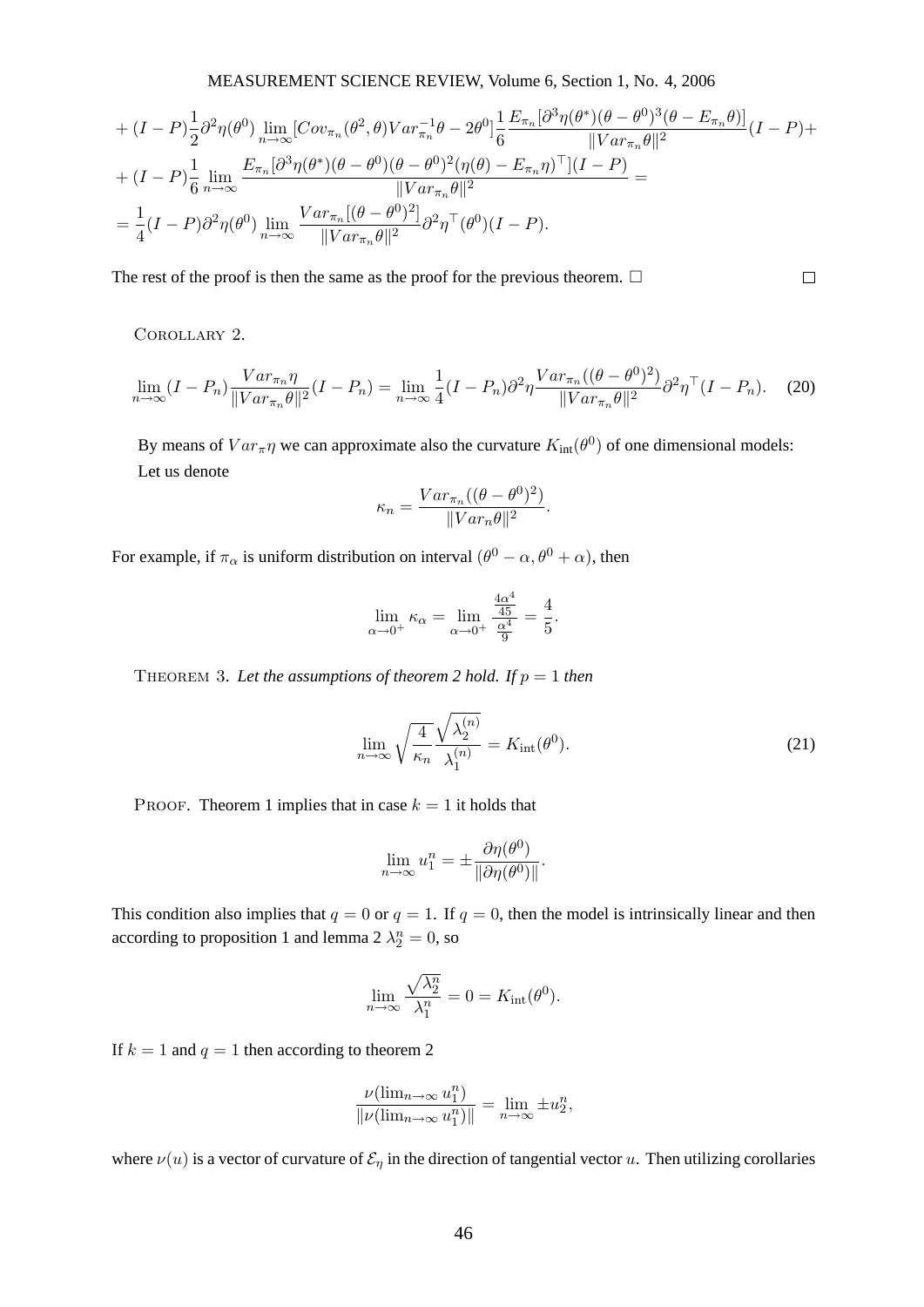$$
+ (I-P)\frac{1}{2}\partial^2\eta(\theta^0)\lim_{n\to\infty}[Cov_{\pi_n}(\theta^2,\theta)Var_{\pi_n}^{-1}\theta - 2\theta^0]\frac{1}{6}\frac{E_{\pi_n}[\partial^3\eta(\theta^*)(\theta-\theta^0)^3(\theta-E_{\pi_n}\theta)]}{\|Var_{\pi_n}\theta\|^2}(I-P)+
$$

$$
+ (I-P)\frac{1}{6}\lim_{n\to\infty}\frac{E_{\pi_n}[\partial^3\eta(\theta^*)(\theta-\theta^0)(\theta-\theta^0)^2(\eta(\theta)-E_{\pi_n}\eta)^\top](I-P)}{\|Var_{\pi_n}\theta\|^2} =
$$

$$
= \frac{1}{4}(I-P)\partial^2\eta(\theta^0)\lim_{n\to\infty}\frac{Var_{\pi_n}[(\theta-\theta^0)^2]}{\|Var_{\pi_n}\theta\|^2}\partial^2\eta^\top(\theta^0)(I-P).
$$

The rest of the proof is then the same as the proof for the previous theorem. □ □

COROLLARY 2.

$$
\lim_{n\to\infty}(I-P_n)\frac{Var_{\pi_n}\eta}{\|Var_{\pi_n}\theta\|^2}(I-P_n) = \lim_{n\to\infty}\frac{1}{4}(I-P_n)\partial^2\eta\frac{Var_{\pi_n}((\theta-\theta^0)^2)}{\|Var_{\pi_n}\theta\|^2}\partial^2\eta^\top(I-P_n). \quad (20)
$$

By means of $Var_\pi\eta$ we can approximate also the curvature $K_{\text{int}}(\theta^0)$ of one dimensional models: Let us denote

$$
\kappa_n = \frac{Var_{\pi_n}((\theta-\theta^0)^2)}{\|Var_n\theta\|^2}.
$$

For example, if $\pi_\alpha$ is uniform distribution on interval $(\theta^0-\alpha, \theta^0+\alpha)$, then

$$
\lim_{\alpha\to 0^+}\kappa_\alpha = \lim_{\alpha\to 0^+}\frac{\frac{4\alpha^4}{45}}{\frac{\alpha^4}{9}} = \frac{4}{5}.
$$

THEOREM 3. *Let the assumptions of theorem 2 hold. If* $p=1$ *then*

$$
\lim_{n\to\infty}\sqrt{\frac{4}{\kappa_n}}\frac{\sqrt{\lambda_2^{(n)}}}{\lambda_1^{(n)}} = K_{\text{int}}(\theta^0). \quad (21)
$$

PROOF. Theorem 1 implies that in case $k=1$ it holds that

$$
\lim_{n\to\infty}u_1^n = \pm\frac{\partial\eta(\theta^0)}{\|\partial\eta(\theta^0)\|}.
$$

This condition also implies that $q=0$ or $q=1$. If $q=0$, then the model is intrinsically linear and then according to proposition 1 and lemma 2 $\lambda_2^n = 0$, so

$$
\lim_{n\to\infty}\frac{\sqrt{\lambda_2^n}}{\lambda_1^n} = 0 = K_{\text{int}}(\theta^0).
$$

If $k=1$ and $q=1$ then according to theorem 2

$$
\frac{\nu(\lim_{n\to\infty}u_1^n)}{\|\nu(\lim_{n\to\infty}u_1^n)\|} = \lim_{n\to\infty}\pm u_2^n,
$$

where $\nu(u)$ is a vector of curvature of $\mathcal{E}_\eta$ in the direction of tangential vector $u$. Then utilizing corollaries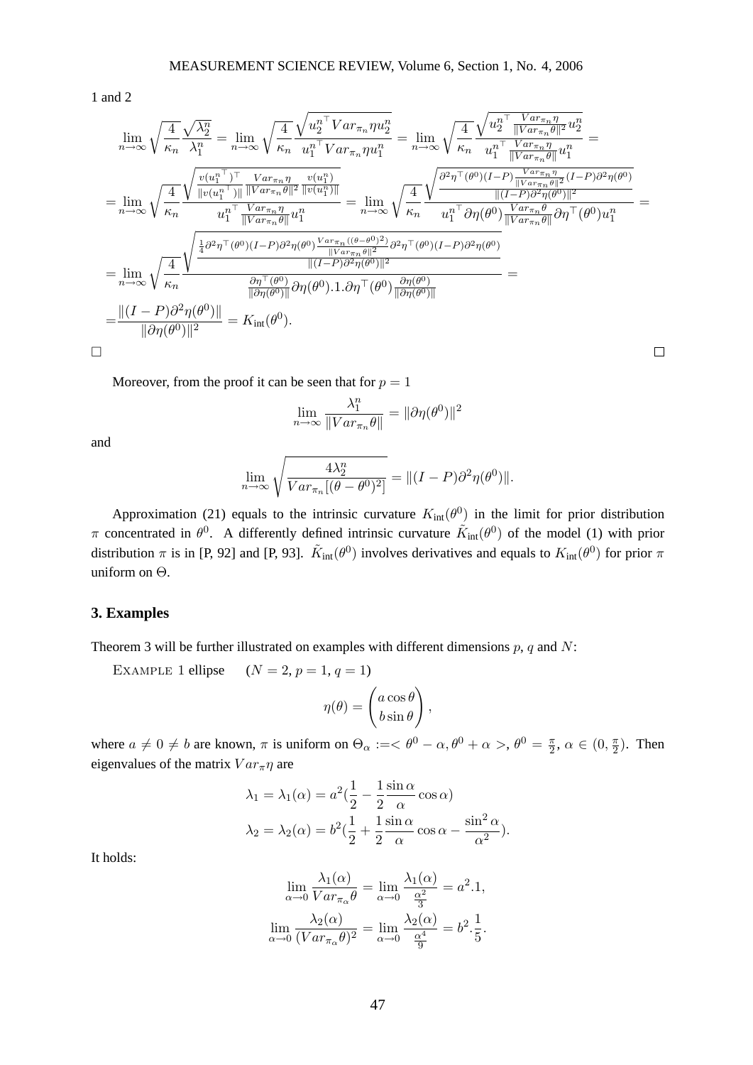1 and 2

$$
\lim_{n\to\infty}\sqrt{\frac{4}{\kappa_n}}\frac{\sqrt{\lambda_2^n}}{\lambda_1^n}=\lim_{n\to\infty}\sqrt{\frac{4}{\kappa_n}}\frac{\sqrt{{u_2^n}^\top Var_{\pi_n}\eta u_2^n}}{{u_1^n}^\top Var_{\pi_n}\eta u_1^n}=\lim_{n\to\infty}\sqrt{\frac{4}{\kappa_n}}\frac{\sqrt{{u_2^n}^\top\frac{Var_{\pi_n}\eta}{\|Var_{\pi_n}\theta\|^2}u_2^n}}{{u_1^n}^\top\frac{Var_{\pi_n}\eta}{\|Var_{\pi_n}\theta\|}u_1^n}=
$$

$$
=\lim_{n\to\infty}\sqrt{\frac{4}{\kappa_n}}\frac{\sqrt{\frac{v({u_1^n}^\top)^\top}{\|v({u_1^n}^\top)\|}\frac{Var_{\pi_n}\eta}{\|Var_{\pi_n}\theta\|^2}\frac{v(u_1^n)}{\|v(u_1^n)\|}}}{{u_1^n}^\top\frac{Var_{\pi_n}\eta}{\|Var_{\pi_n}\theta\|}u_1^n}=\lim_{n\to\infty}\sqrt{\frac{4}{\kappa_n}}\frac{\sqrt{\frac{\partial^2\eta^\top(\theta^0)(I-P)\frac{Var_{\pi_n}\eta}{\|Var_{\pi_n}\theta\|^2}(I-P)\partial^2\eta(\theta^0)}{\|(I-P)\partial^2\eta(\theta^0)\|^2}}}{{u_1^n}^\top\partial\eta(\theta^0)\frac{Var_{\pi_n}\theta}{\|Var_{\pi_n}\theta\|}\partial\eta^\top(\theta^0)u_1^n}=
$$

$$
=\lim_{n\to\infty}\sqrt{\frac{4}{\kappa_n}}\frac{\sqrt{\frac{\frac{1}{4}\partial^2\eta^\top(\theta^0)(I-P)\partial^2\eta(\theta^0)\frac{Var_{\pi_n}((\theta-\theta^0)^2)}{\|Var_{\pi_n}\theta\|^2}\partial^2\eta^\top(\theta^0)(I-P)\partial^2\eta(\theta^0)}{\|(I-P)\partial^2\eta(\theta^0)\|^2}}}{\frac{\partial\eta^\top(\theta^0)}{\|\partial\eta(\theta^0)\|}\partial\eta(\theta^0).1.\partial\eta^\top(\theta^0)\frac{\partial\eta(\theta^0)}{\|\partial\eta(\theta^0)\|}}=
$$

$$
=\frac{\|(I-P)\partial^2\eta(\theta^0)\|}{\|\partial\eta(\theta^0)\|^2}=K_{\text{int}}(\theta^0).
$$

□ □

Moreover, from the proof it can be seen that for $p=1$

$$
\lim_{n\to\infty}\frac{\lambda_1^n}{\|Var_{\pi_n}\theta\|}=\|\partial\eta(\theta^0)\|^2
$$

and

$$
\lim_{n\to\infty}\sqrt{\frac{4\lambda_2^n}{Var_{\pi_n}[(\theta-\theta^0)^2]}}=\|(I-P)\partial^2\eta(\theta^0)\|.
$$

Approximation (21) equals to the intrinsic curvature $K_{\text{int}}(\theta^0)$ in the limit for prior distribution $\pi$ concentrated in $\theta^0$. A differently defined intrinsic curvature $\tilde{K}_{\text{int}}(\theta^0)$ of the model (1) with prior distribution $\pi$ is in [P, 92] and [P, 93]. $\tilde{K}_{\text{int}}(\theta^0)$ involves derivatives and equals to $K_{\text{int}}(\theta^0)$ for prior $\pi$ uniform on $\Theta$.

## 3. Examples

Theorem 3 will be further illustrated on examples with different dimensions $p$, $q$ and $N$:

EXAMPLE 1 ellipse $(N=2,\, p=1,\, q=1)$

$$
\eta(\theta)=\begin{pmatrix}a\cos\theta\\ b\sin\theta\end{pmatrix},
$$

where $a\neq 0\neq b$ are known, $\pi$ is uniform on $\Theta_\alpha :=<\theta^0-\alpha,\theta^0+\alpha>$, $\theta^0=\frac{\pi}{2}$, $\alpha\in(0,\frac{\pi}{2})$. Then eigenvalues of the matrix $Var_\pi\eta$ are

$$
\lambda_1=\lambda_1(\alpha)=a^2\left(\frac{1}{2}-\frac{1}{2}\frac{\sin\alpha}{\alpha}\cos\alpha\right)
$$

$$
\lambda_2=\lambda_2(\alpha)=b^2\left(\frac{1}{2}+\frac{1}{2}\frac{\sin\alpha}{\alpha}\cos\alpha-\frac{\sin^2\alpha}{\alpha^2}\right).
$$

It holds:

$$
\lim_{\alpha\to 0}\frac{\lambda_1(\alpha)}{Var_{\pi_\alpha}\theta}=\lim_{\alpha\to 0}\frac{\lambda_1(\alpha)}{\frac{\alpha^2}{3}}=a^2.1,
$$

$$
\lim_{\alpha\to 0}\frac{\lambda_2(\alpha)}{(Var_{\pi_\alpha}\theta)^2}=\lim_{\alpha\to 0}\frac{\lambda_2(\alpha)}{\frac{\alpha^4}{9}}=b^2.\frac{1}{5}.
$$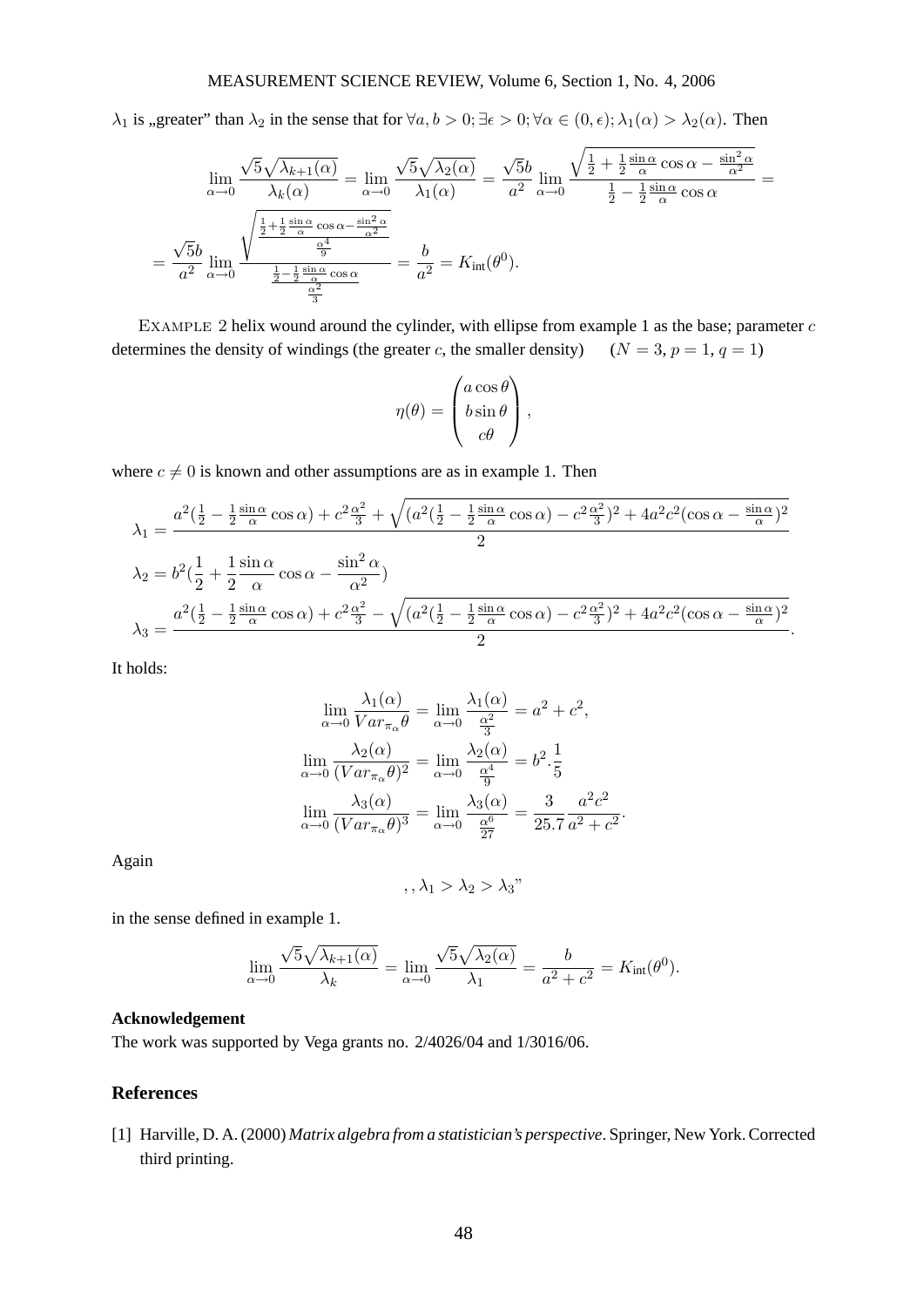$\lambda_1$ is „greater" than $\lambda_2$ in the sense that for $\forall a, b > 0; \exists \epsilon > 0; \forall \alpha \in (0, \epsilon); \lambda_1(\alpha) > \lambda_2(\alpha)$. Then

$$\lim_{\alpha\to 0} \frac{\sqrt{5}\sqrt{\lambda_{k+1}(\alpha)}}{\lambda_k(\alpha)} = \lim_{\alpha\to 0} \frac{\sqrt{5}\sqrt{\lambda_2(\alpha)}}{\lambda_1(\alpha)} = \frac{\sqrt{5}b}{a^2} \lim_{\alpha\to 0} \frac{\sqrt{\frac{1}{2} + \frac{1}{2}\frac{\sin\alpha}{\alpha}\cos\alpha - \frac{\sin^2\alpha}{\alpha^2}}}{\frac{1}{2} - \frac{1}{2}\frac{\sin\alpha}{\alpha}\cos\alpha} =$$

$$= \frac{\sqrt{5}b}{a^2} \lim_{\alpha\to 0} \frac{\sqrt{\frac{\frac{1}{2} + \frac{1}{2}\frac{\sin\alpha}{\alpha}\cos\alpha - \frac{\sin^2\alpha}{\alpha^2}}{\frac{\alpha^4}{9}}}}{\frac{\frac{1}{2} - \frac{1}{2}\frac{\sin\alpha}{\alpha}\cos\alpha}{\frac{\alpha^2}{3}}} = \frac{b}{a^2} = K_{\text{int}}(\theta^0).$$

EXAMPLE 2 helix wound around the cylinder, with ellipse from example 1 as the base; parameter $c$ determines the density of windings (the greater $c$, the smaller density) $\quad (N = 3, p = 1, q = 1)$

$$\eta(\theta) = \begin{pmatrix} a\cos\theta \\ b\sin\theta \\ c\theta \end{pmatrix},$$

where $c \neq 0$ is known and other assumptions are as in example 1. Then

$$\lambda_1 = \frac{a^2(\frac{1}{2} - \frac{1}{2}\frac{\sin\alpha}{\alpha}\cos\alpha) + c^2\frac{\alpha^2}{3} + \sqrt{(a^2(\frac{1}{2} - \frac{1}{2}\frac{\sin\alpha}{\alpha}\cos\alpha) - c^2\frac{\alpha^2}{3})^2 + 4a^2c^2(\cos\alpha - \frac{\sin\alpha}{\alpha})^2}}{2}$$

$$\lambda_2 = b^2(\frac{1}{2} + \frac{1}{2}\frac{\sin\alpha}{\alpha}\cos\alpha - \frac{\sin^2\alpha}{\alpha^2})$$

$$\lambda_3 = \frac{a^2(\frac{1}{2} - \frac{1}{2}\frac{\sin\alpha}{\alpha}\cos\alpha) + c^2\frac{\alpha^2}{3} - \sqrt{(a^2(\frac{1}{2} - \frac{1}{2}\frac{\sin\alpha}{\alpha}\cos\alpha) - c^2\frac{\alpha^2}{3})^2 + 4a^2c^2(\cos\alpha - \frac{\sin\alpha}{\alpha})^2}}{2}.$$

It holds:

$$\lim_{\alpha\to 0} \frac{\lambda_1(\alpha)}{Var_{\pi_\alpha}\theta} = \lim_{\alpha\to 0} \frac{\lambda_1(\alpha)}{\frac{\alpha^2}{3}} = a^2 + c^2,$$

$$\lim_{\alpha\to 0} \frac{\lambda_2(\alpha)}{(Var_{\pi_\alpha}\theta)^2} = \lim_{\alpha\to 0} \frac{\lambda_2(\alpha)}{\frac{\alpha^4}{9}} = b^2.\frac{1}{5}$$

$$\lim_{\alpha\to 0} \frac{\lambda_3(\alpha)}{(Var_{\pi_\alpha}\theta)^3} = \lim_{\alpha\to 0} \frac{\lambda_3(\alpha)}{\frac{\alpha^6}{27}} = \frac{3}{25.7}\frac{a^2c^2}{a^2 + c^2}.$$

Again

$$,,\lambda_1 > \lambda_2 > \lambda_3"$$

in the sense defined in example 1.

$$\lim_{\alpha\to 0} \frac{\sqrt{5}\sqrt{\lambda_{k+1}(\alpha)}}{\lambda_k} = \lim_{\alpha\to 0} \frac{\sqrt{5}\sqrt{\lambda_2(\alpha)}}{\lambda_1} = \frac{b}{a^2 + c^2} = K_{\text{int}}(\theta^0).$$

**Acknowledgement**

The work was supported by Vega grants no. 2/4026/04 and 1/3016/06.

## References

[1] Harville, D. A. (2000) *Matrix algebra from a statistician's perspective*. Springer, New York. Corrected third printing.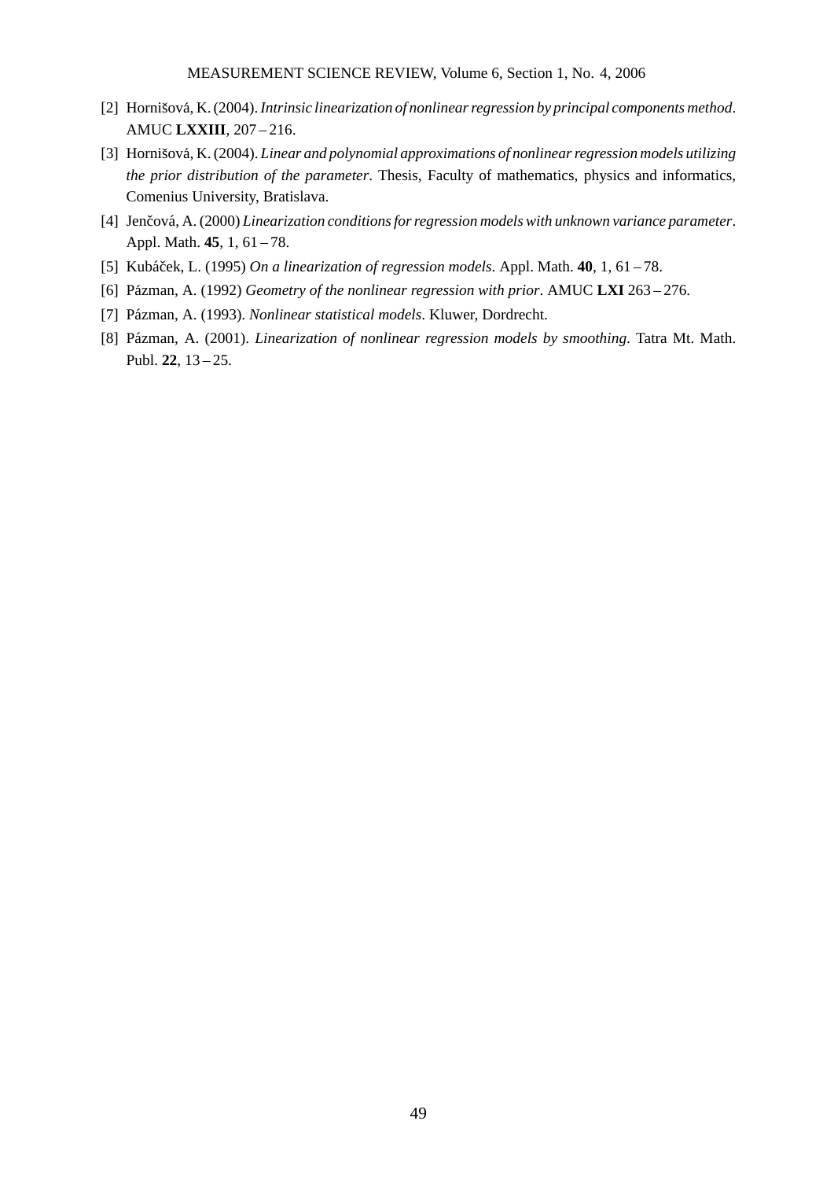[2] Hornišová, K. (2004). *Intrinsic linearization of nonlinear regression by principal components method*. AMUC **LXXIII**, 207 – 216.

[3] Hornišová, K. (2004). *Linear and polynomial approximations of nonlinear regression models utilizing the prior distribution of the parameter*. Thesis, Faculty of mathematics, physics and informatics, Comenius University, Bratislava.

[4] Jenčová, A. (2000) *Linearization conditions for regression models with unknown variance parameter*. Appl. Math. **45**, 1, 61 – 78.

[5] Kubáček, L. (1995) *On a linearization of regression models*. Appl. Math. **40**, 1, 61 – 78.

[6] Pázman, A. (1992) *Geometry of the nonlinear regression with prior*. AMUC **LXI** 263 – 276.

[7] Pázman, A. (1993). *Nonlinear statistical models*. Kluwer, Dordrecht.

[8] Pázman, A. (2001). *Linearization of nonlinear regression models by smoothing*. Tatra Mt. Math. Publ. **22**, 13 – 25.